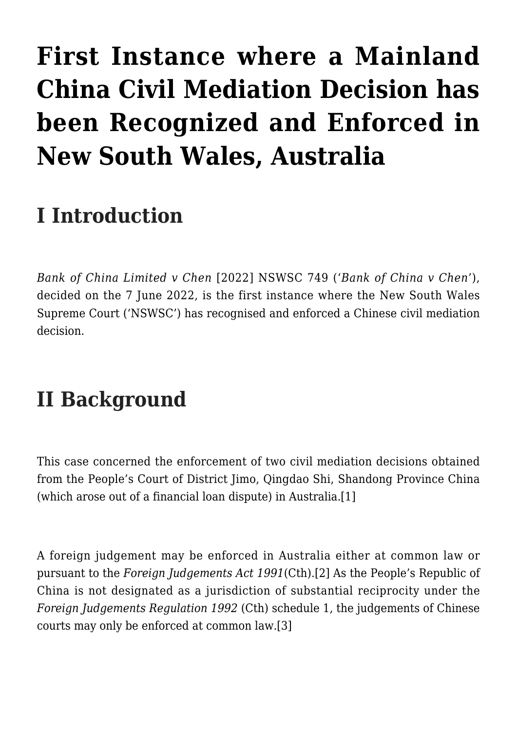# First Instance where a Mainland China Civil Mediation Decision has been Recognized and Enforced in New South Wales, Australia

## I Introduction

*Bank of China Limited v Chen* [2022] NSWSC 749 ('*Bank of China v Chen*'), decided on the 7 June 2022, is the first instance where the New South Wales Supreme Court ('NSWSC') has recognised and enforced a Chinese civil mediation decision.

## II Background

This case concerned the enforcement of two civil mediation decisions obtained from the People's Court of District Jimo, Qingdao Shi, Shandong Province China (which arose out of a financial loan dispute) in Australia.[1]

A foreign judgement may be enforced in Australia either at common law or pursuant to the *Foreign Judgements Act 1991*(Cth).[2] As the People's Republic of China is not designated as a jurisdiction of substantial reciprocity under the *Foreign Judgements Regulation 1992* (Cth) schedule 1, the judgements of Chinese courts may only be enforced at common law.[3]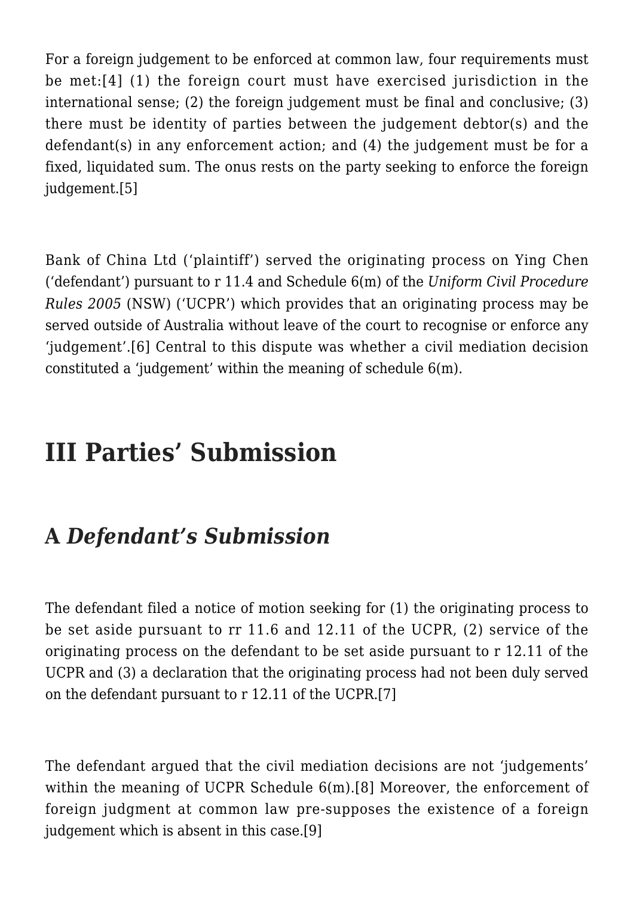For a foreign judgement to be enforced at common law, four requirements must be met:[4] (1) the foreign court must have exercised jurisdiction in the international sense; (2) the foreign judgement must be final and conclusive; (3) there must be identity of parties between the judgement debtor(s) and the defendant(s) in any enforcement action; and (4) the judgement must be for a fixed, liquidated sum. The onus rests on the party seeking to enforce the foreign judgement.[5]

Bank of China Ltd ('plaintiff') served the originating process on Ying Chen ('defendant') pursuant to r 11.4 and Schedule 6(m) of the *Uniform Civil Procedure Rules 2005* (NSW) ('UCPR') which provides that an originating process may be served outside of Australia without leave of the court to recognise or enforce any 'judgement'.[6] Central to this dispute was whether a civil mediation decision constituted a 'judgement' within the meaning of schedule 6(m).

## III Parties' Submission

### A *Defendant's Submission*

The defendant filed a notice of motion seeking for (1) the originating process to be set aside pursuant to rr 11.6 and 12.11 of the UCPR, (2) service of the originating process on the defendant to be set aside pursuant to r 12.11 of the UCPR and (3) a declaration that the originating process had not been duly served on the defendant pursuant to r 12.11 of the UCPR.[7]

The defendant argued that the civil mediation decisions are not 'judgements' within the meaning of UCPR Schedule 6(m).[8] Moreover, the enforcement of foreign judgment at common law pre-supposes the existence of a foreign judgement which is absent in this case.[9]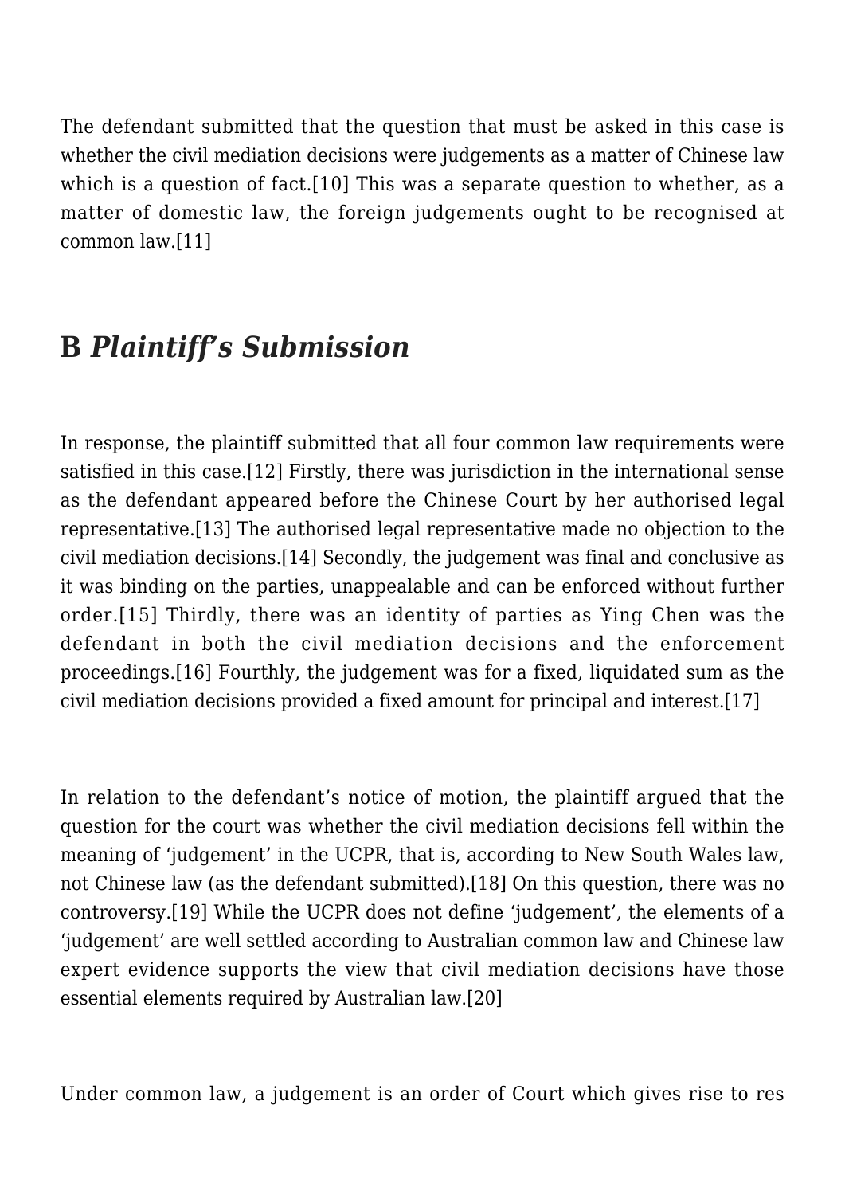The defendant submitted that the question that must be asked in this case is whether the civil mediation decisions were judgements as a matter of Chinese law which is a question of fact.[10] This was a separate question to whether, as a matter of domestic law, the foreign judgements ought to be recognised at common law.[11]

## B *Plaintiff's Submission*

In response, the plaintiff submitted that all four common law requirements were satisfied in this case.[12] Firstly, there was jurisdiction in the international sense as the defendant appeared before the Chinese Court by her authorised legal representative.[13] The authorised legal representative made no objection to the civil mediation decisions.[14] Secondly, the judgement was final and conclusive as it was binding on the parties, unappealable and can be enforced without further order.[15] Thirdly, there was an identity of parties as Ying Chen was the defendant in both the civil mediation decisions and the enforcement proceedings.[16] Fourthly, the judgement was for a fixed, liquidated sum as the civil mediation decisions provided a fixed amount for principal and interest.[17]

In relation to the defendant's notice of motion, the plaintiff argued that the question for the court was whether the civil mediation decisions fell within the meaning of 'judgement' in the UCPR, that is, according to New South Wales law, not Chinese law (as the defendant submitted).[18] On this question, there was no controversy.[19] While the UCPR does not define 'judgement', the elements of a 'judgement' are well settled according to Australian common law and Chinese law expert evidence supports the view that civil mediation decisions have those essential elements required by Australian law.[20]

Under common law, a judgement is an order of Court which gives rise to res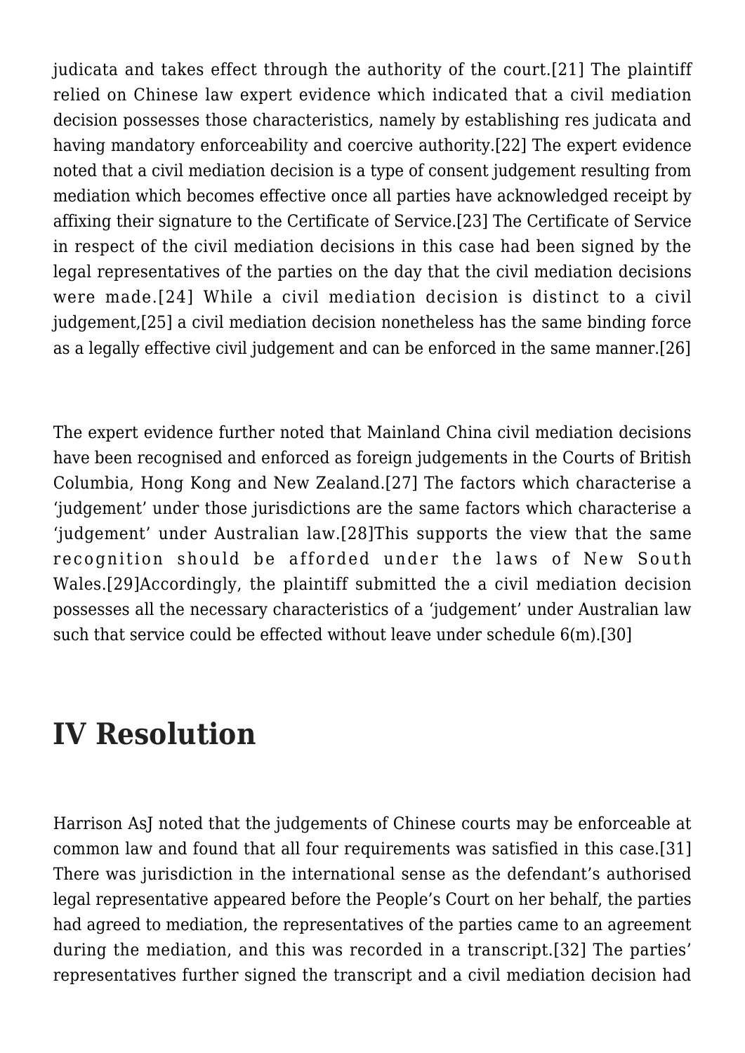judicata and takes effect through the authority of the court.[21] The plaintiff relied on Chinese law expert evidence which indicated that a civil mediation decision possesses those characteristics, namely by establishing res judicata and having mandatory enforceability and coercive authority.[22] The expert evidence noted that a civil mediation decision is a type of consent judgement resulting from mediation which becomes effective once all parties have acknowledged receipt by affixing their signature to the Certificate of Service.[23] The Certificate of Service in respect of the civil mediation decisions in this case had been signed by the legal representatives of the parties on the day that the civil mediation decisions were made.[24] While a civil mediation decision is distinct to a civil judgement,[25] a civil mediation decision nonetheless has the same binding force as a legally effective civil judgement and can be enforced in the same manner.[26]

The expert evidence further noted that Mainland China civil mediation decisions have been recognised and enforced as foreign judgements in the Courts of British Columbia, Hong Kong and New Zealand.[27] The factors which characterise a 'judgement' under those jurisdictions are the same factors which characterise a 'judgement' under Australian law.[28]This supports the view that the same recognition should be afforded under the laws of New South Wales.[29]Accordingly, the plaintiff submitted the a civil mediation decision possesses all the necessary characteristics of a 'judgement' under Australian law such that service could be effected without leave under schedule 6(m).[30]

## IV Resolution

Harrison AsJ noted that the judgements of Chinese courts may be enforceable at common law and found that all four requirements was satisfied in this case.[31] There was jurisdiction in the international sense as the defendant's authorised legal representative appeared before the People's Court on her behalf, the parties had agreed to mediation, the representatives of the parties came to an agreement during the mediation, and this was recorded in a transcript.[32] The parties' representatives further signed the transcript and a civil mediation decision had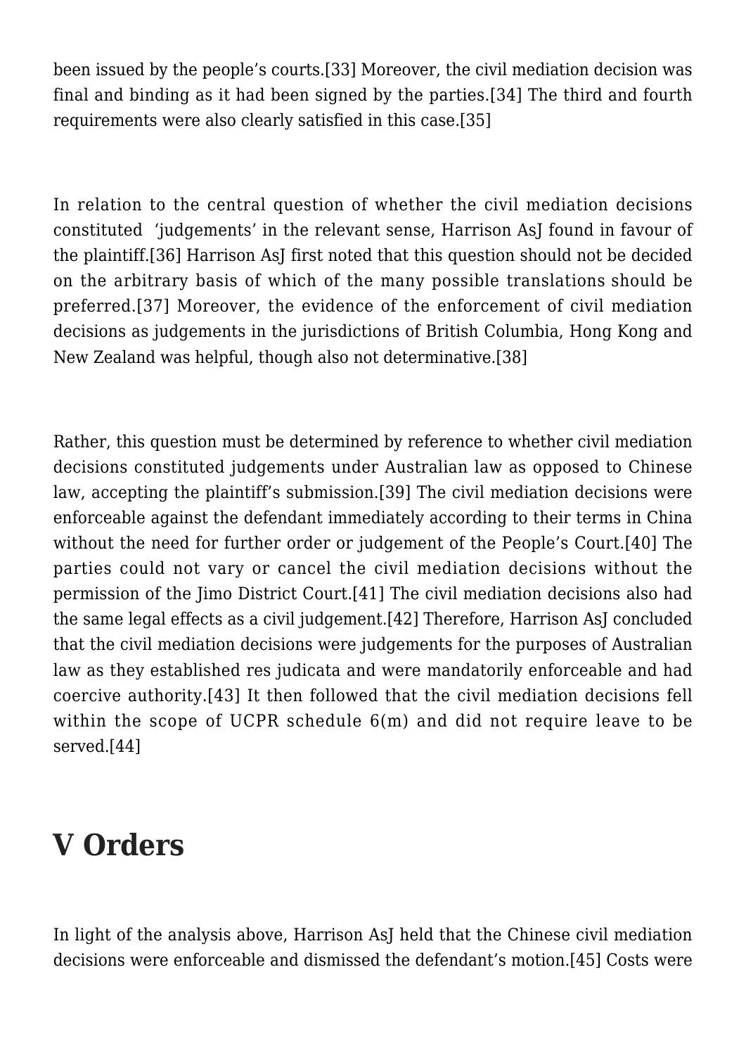been issued by the people's courts.[33] Moreover, the civil mediation decision was final and binding as it had been signed by the parties.[34] The third and fourth requirements were also clearly satisfied in this case.[35]

In relation to the central question of whether the civil mediation decisions constituted 'judgements' in the relevant sense, Harrison AsJ found in favour of the plaintiff.[36] Harrison AsJ first noted that this question should not be decided on the arbitrary basis of which of the many possible translations should be preferred.[37] Moreover, the evidence of the enforcement of civil mediation decisions as judgements in the jurisdictions of British Columbia, Hong Kong and New Zealand was helpful, though also not determinative.[38]

Rather, this question must be determined by reference to whether civil mediation decisions constituted judgements under Australian law as opposed to Chinese law, accepting the plaintiff's submission.[39] The civil mediation decisions were enforceable against the defendant immediately according to their terms in China without the need for further order or judgement of the People's Court.[40] The parties could not vary or cancel the civil mediation decisions without the permission of the Jimo District Court.[41] The civil mediation decisions also had the same legal effects as a civil judgement.[42] Therefore, Harrison AsJ concluded that the civil mediation decisions were judgements for the purposes of Australian law as they established res judicata and were mandatorily enforceable and had coercive authority.[43] It then followed that the civil mediation decisions fell within the scope of UCPR schedule 6(m) and did not require leave to be served.[44]

# V Orders

In light of the analysis above, Harrison AsJ held that the Chinese civil mediation decisions were enforceable and dismissed the defendant's motion.[45] Costs were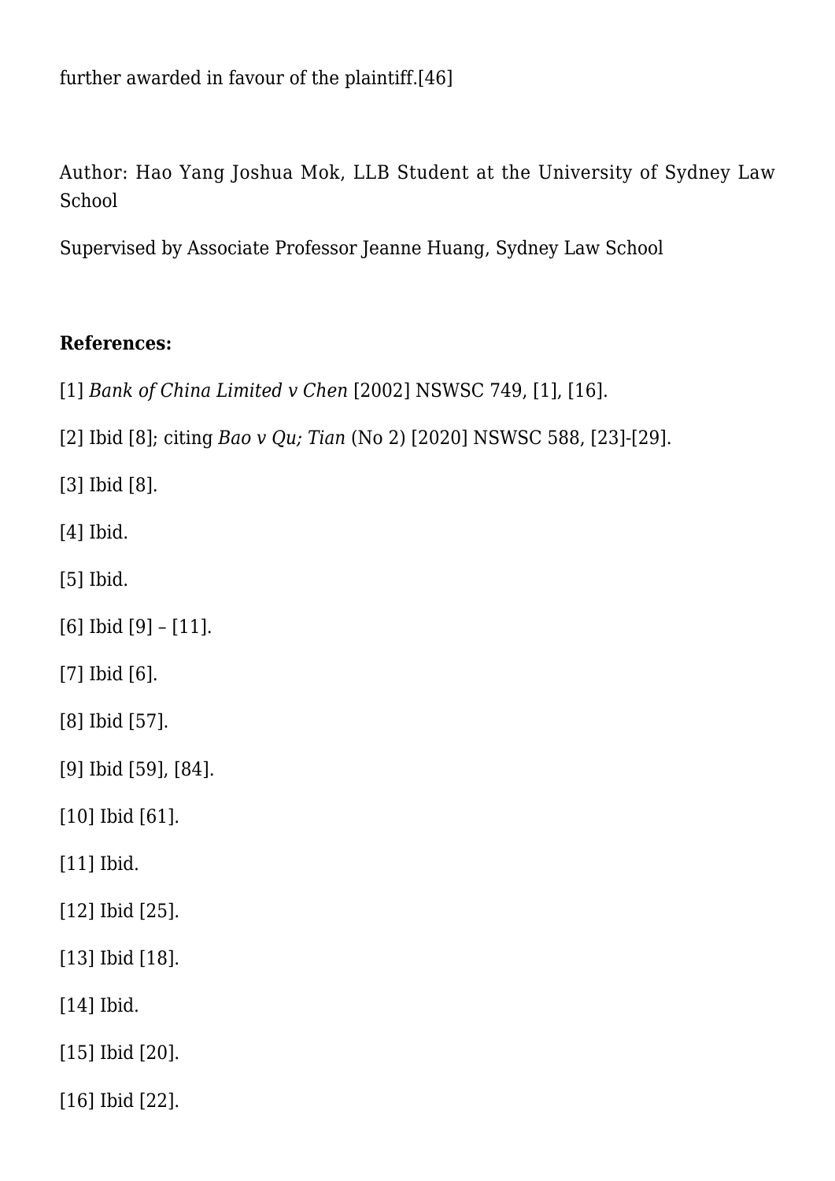further awarded in favour of the plaintiff.[46]

Author: Hao Yang Joshua Mok, LLB Student at the University of Sydney Law School

Supervised by Associate Professor Jeanne Huang, Sydney Law School

**References:**

[1] *Bank of China Limited v Chen* [2002] NSWSC 749, [1], [16].

[2] Ibid [8]; citing *Bao v Qu; Tian* (No 2) [2020] NSWSC 588, [23]-[29].

[3] Ibid [8].

[4] Ibid.

[5] Ibid.

[6] Ibid [9] – [11].

[7] Ibid [6].

[8] Ibid [57].

[9] Ibid [59], [84].

[10] Ibid [61].

[11] Ibid.

[12] Ibid [25].

[13] Ibid [18].

[14] Ibid.

[15] Ibid [20].

[16] Ibid [22].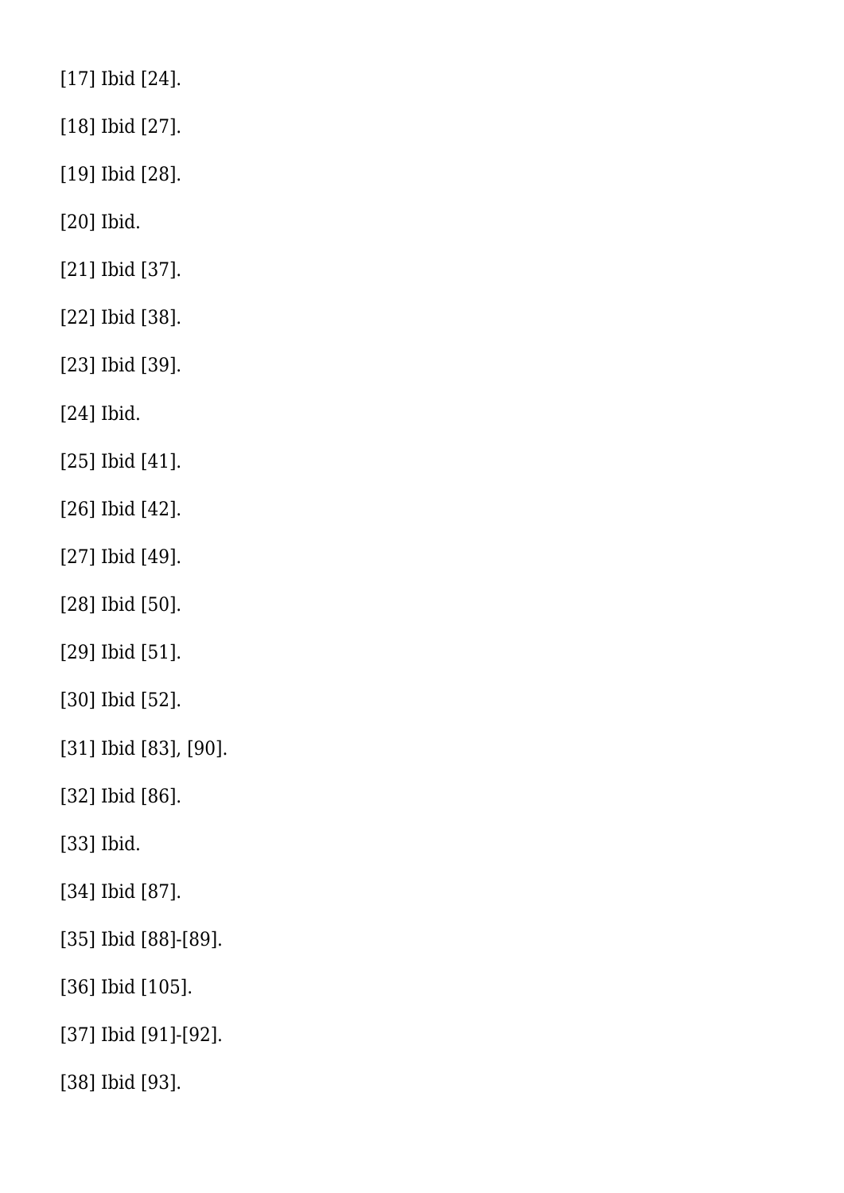[17] Ibid [24].

[18] Ibid [27].

[19] Ibid [28].

[20] Ibid.

[21] Ibid [37].

[22] Ibid [38].

[23] Ibid [39].

[24] Ibid.

[25] Ibid [41].

[26] Ibid [42].

[27] Ibid [49].

[28] Ibid [50].

[29] Ibid [51].

[30] Ibid [52].

[31] Ibid [83], [90].

[32] Ibid [86].

[33] Ibid.

[34] Ibid [87].

[35] Ibid [88]-[89].

[36] Ibid [105].

[37] Ibid [91]-[92].

[38] Ibid [93].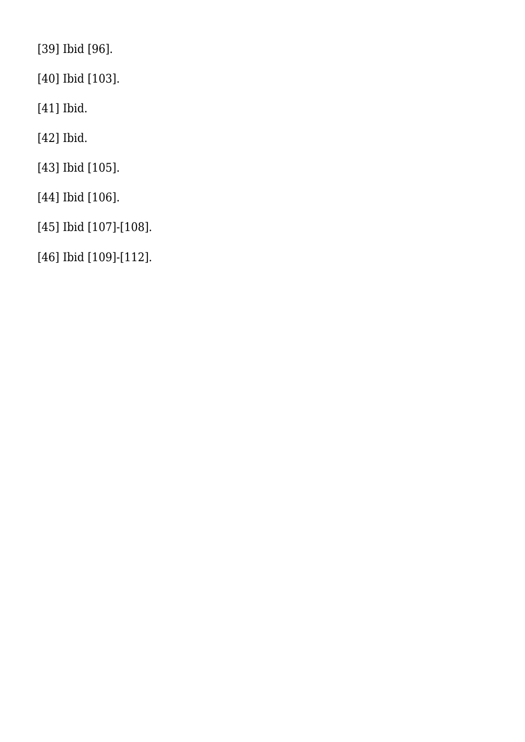[39] Ibid [96].

[40] Ibid [103].

[41] Ibid.

[42] Ibid.

[43] Ibid [105].

[44] Ibid [106].

[45] Ibid [107]-[108].

[46] Ibid [109]-[112].